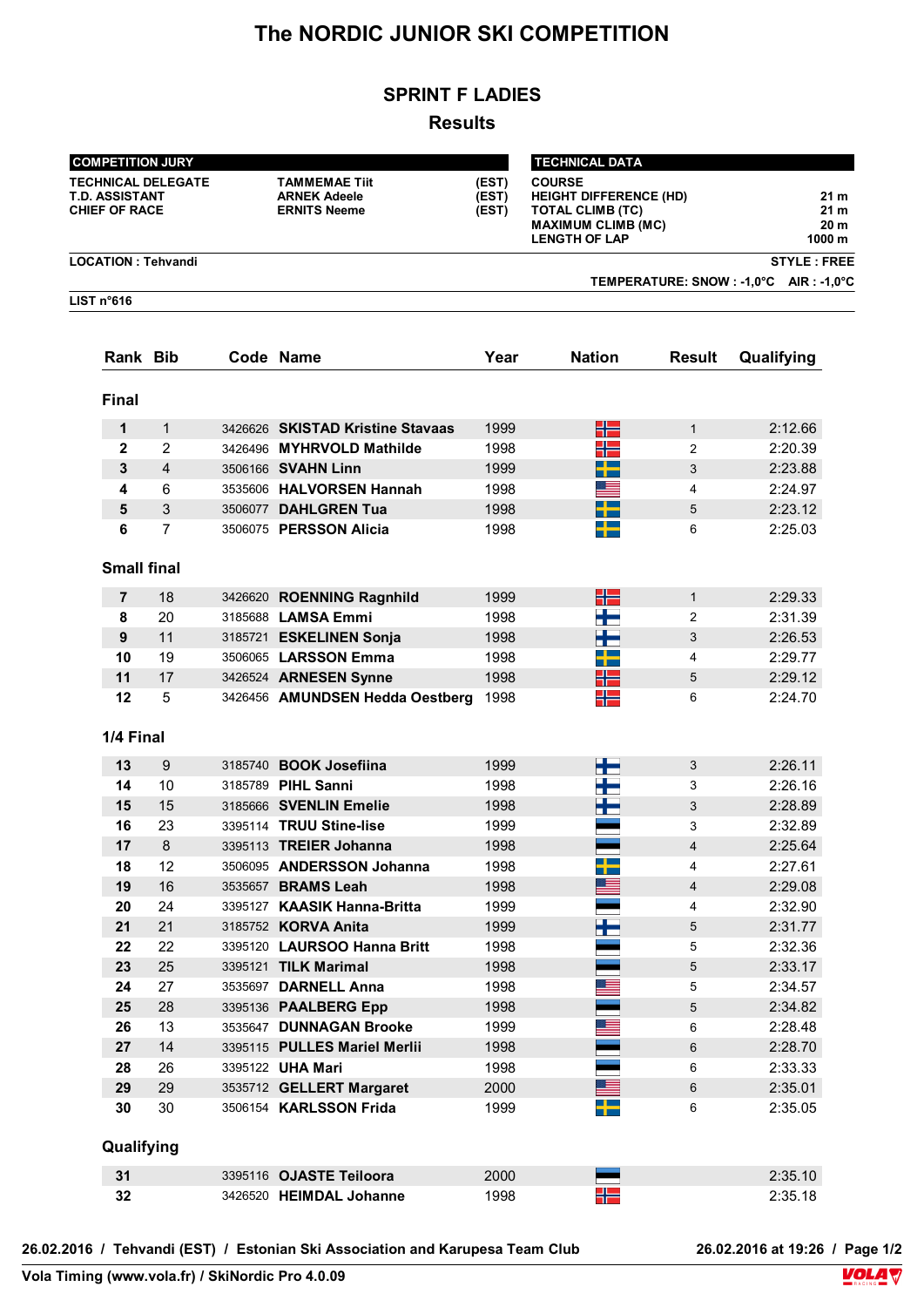# The NORDIC JUNIOR SKI COMPETITION

## SPRINT F LADIES

## Results

| COMPETITION JURY | | |
|---|---|---|
| TECHNICAL DELEGATE | TAMMEMAE Tiit | (EST) |
| T.D. ASSISTANT | ARNEK Adeele | (EST) |
| CHIEF OF RACE | ERNITS Neeme | (EST) |

| TECHNICAL DATA | |
|---|---|
| COURSE | |
| HEIGHT DIFFERENCE (HD) | 21 m |
| TOTAL CLIMB (TC) | 21 m |
| MAXIMUM CLIMB (MC) | 20 m |
| LENGTH OF LAP | 1000 m |

LOCATION : Tehvandi

STYLE : FREE

TEMPERATURE: SNOW : -1,0°C AIR : -1,0°C

LIST n°616

| Rank | Bib | Code | Name | Year | Nation | Result | Qualifying |
|---|---|---|---|---|---|---|---|
| **Final** | | | | | | | |
| 1 | 1 | 3426626 | SKISTAD Kristine Stavaas | 1999 | | 1 | 2:12.66 |
| 2 | 2 | 3426496 | MYHRVOLD Mathilde | 1998 | | 2 | 2:20.39 |
| 3 | 4 | 3506166 | SVAHN Linn | 1999 | | 3 | 2:23.88 |
| 4 | 6 | 3535606 | HALVORSEN Hannah | 1998 | | 4 | 2:24.97 |
| 5 | 3 | 3506077 | DAHLGREN Tua | 1998 | | 5 | 2:23.12 |
| 6 | 7 | 3506075 | PERSSON Alicia | 1998 | | 6 | 2:25.03 |
| **Small final** | | | | | | | |
| 7 | 18 | 3426620 | ROENNING Ragnhild | 1999 | | 1 | 2:29.33 |
| 8 | 20 | 3185688 | LAMSA Emmi | 1998 | | 2 | 2:31.39 |
| 9 | 11 | 3185721 | ESKELINEN Sonja | 1998 | | 3 | 2:26.53 |
| 10 | 19 | 3506065 | LARSSON Emma | 1998 | | 4 | 2:29.77 |
| 11 | 17 | 3426524 | ARNESEN Synne | 1998 | | 5 | 2:29.12 |
| 12 | 5 | 3426456 | AMUNDSEN Hedda Oestberg | 1998 | | 6 | 2:24.70 |
| **1/4 Final** | | | | | | | |
| 13 | 9 | 3185740 | BOOK Josefiina | 1999 | | 3 | 2:26.11 |
| 14 | 10 | 3185789 | PIHL Sanni | 1998 | | 3 | 2:26.16 |
| 15 | 15 | 3185666 | SVENLIN Emelie | 1998 | | 3 | 2:28.89 |
| 16 | 23 | 3395114 | TRUU Stine-lise | 1999 | | 3 | 2:32.89 |
| 17 | 8 | 3395113 | TREIER Johanna | 1998 | | 4 | 2:25.64 |
| 18 | 12 | 3506095 | ANDERSSON Johanna | 1998 | | 4 | 2:27.61 |
| 19 | 16 | 3535657 | BRAMS Leah | 1998 | | 4 | 2:29.08 |
| 20 | 24 | 3395127 | KAASIK Hanna-Britta | 1999 | | 4 | 2:32.90 |
| 21 | 21 | 3185752 | KORVA Anita | 1999 | | 5 | 2:31.77 |
| 22 | 22 | 3395120 | LAURSOO Hanna Britt | 1998 | | 5 | 2:32.36 |
| 23 | 25 | 3395121 | TILK Marimal | 1998 | | 5 | 2:33.17 |
| 24 | 27 | 3535697 | DARNELL Anna | 1998 | | 5 | 2:34.57 |
| 25 | 28 | 3395136 | PAALBERG Epp | 1998 | | 5 | 2:34.82 |
| 26 | 13 | 3535647 | DUNNAGAN Brooke | 1999 | | 6 | 2:28.48 |
| 27 | 14 | 3395115 | PULLES Mariel Merlii | 1998 | | 6 | 2:28.70 |
| 28 | 26 | 3395122 | UHA Mari | 1998 | | 6 | 2:33.33 |
| 29 | 29 | 3535712 | GELLERT Margaret | 2000 | | 6 | 2:35.01 |
| 30 | 30 | 3506154 | KARLSSON Frida | 1999 | | 6 | 2:35.05 |
| **Qualifying** | | | | | | | |
| 31 | | 3395116 | OJASTE Teiloora | 2000 | | | 2:35.10 |
| 32 | | 3426520 | HEIMDAL Johanne | 1998 | | | 2:35.18 |

26.02.2016 / Tehvandi (EST) / Estonian Ski Association and Karupesa Team Club

26.02.2016 at 19:26

Vola Timing (www.vola.fr) / SkiNordic Pro 4.0.09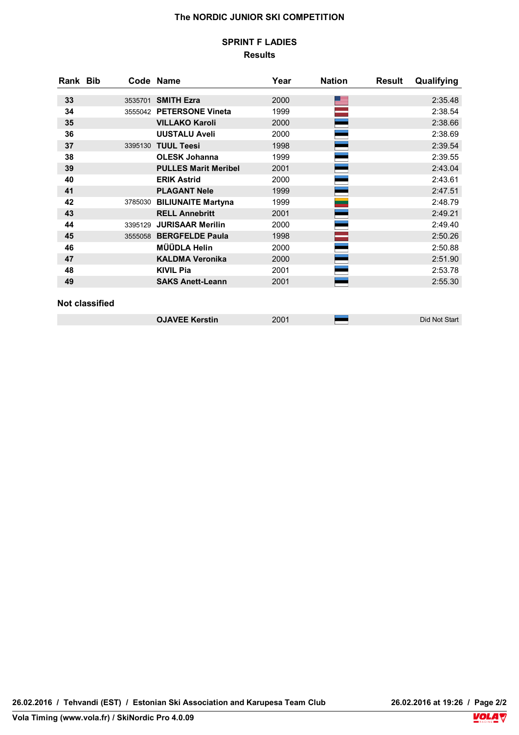# The NORDIC JUNIOR SKI COMPETITION

## SPRINT F LADIES

### Results

| Rank | Bib | Code | Name | Year | Nation | Result | Qualifying |
|---|---|---|---|---|---|---|---|
| 33 | | 3535701 | **SMITH Ezra** | 2000 | | | 2:35.48 |
| 34 | | 3555042 | **PETERSONE Vineta** | 1999 | | | 2:38.54 |
| 35 | | | **VILLAKO Karoli** | 2000 | | | 2:38.66 |
| 36 | | | **UUSTALU Aveli** | 2000 | | | 2:38.69 |
| 37 | | 3395130 | **TUUL Teesi** | 1998 | | | 2:39.54 |
| 38 | | | **OLESK Johanna** | 1999 | | | 2:39.55 |
| 39 | | | **PULLES Marit Meribel** | 2001 | | | 2:43.04 |
| 40 | | | **ERIK Astrid** | 2000 | | | 2:43.61 |
| 41 | | | **PLAGANT Nele** | 1999 | | | 2:47.51 |
| 42 | | 3785030 | **BILIUNAITE Martyna** | 1999 | | | 2:48.79 |
| 43 | | | **RELL Annebritt** | 2001 | | | 2:49.21 |
| 44 | | 3395129 | **JURISAAR Merilin** | 2000 | | | 2:49.40 |
| 45 | | 3555058 | **BERGFELDE Paula** | 1998 | | | 2:50.26 |
| 46 | | | **MÜÜDLA Helin** | 2000 | | | 2:50.88 |
| 47 | | | **KALDMA Veronika** | 2000 | | | 2:51.90 |
| 48 | | | **KIVIL Pia** | 2001 | | | 2:53.78 |
| 49 | | | **SAKS Anett-Leann** | 2001 | | | 2:55.30 |

**Not classified**

| Rank | Bib | Code | Name | Year | Nation | Result | Qualifying |
|---|---|---|---|---|---|---|---|
| | | | **OJAVEE Kerstin** | 2001 | | | Did Not Start |

**26.02.2016 / Tehvandi (EST) / Estonian Ski Association and Karupesa Team Club** — **26.02.2016 at 19:26**

**Vola Timing (www.vola.fr) / SkiNordic Pro 4.0.09**